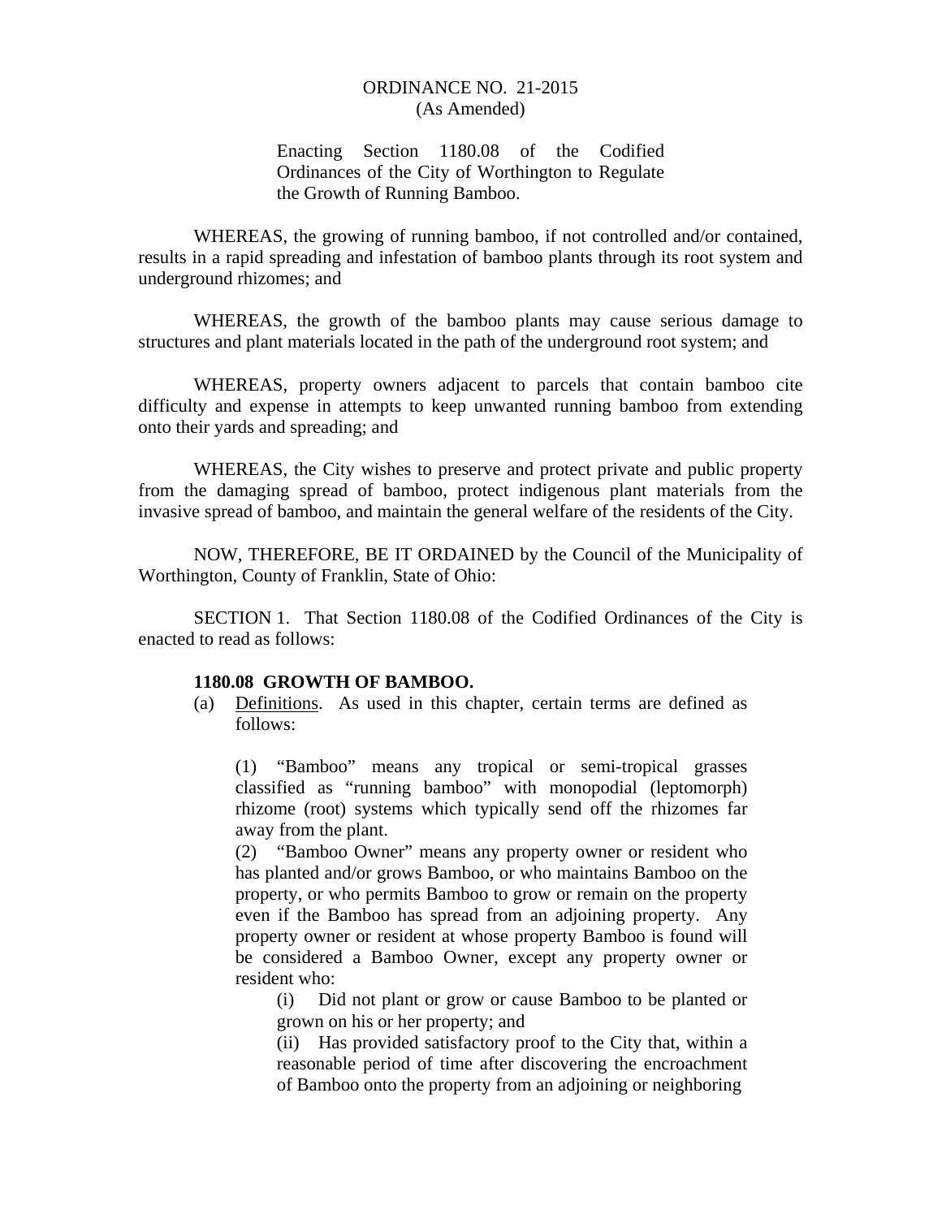ORDINANCE NO. 21-2015
(As Amended)

Enacting Section 1180.08 of the Codified Ordinances of the City of Worthington to Regulate the Growth of Running Bamboo.

WHEREAS, the growing of running bamboo, if not controlled and/or contained, results in a rapid spreading and infestation of bamboo plants through its root system and underground rhizomes; and

WHEREAS, the growth of the bamboo plants may cause serious damage to structures and plant materials located in the path of the underground root system; and

WHEREAS, property owners adjacent to parcels that contain bamboo cite difficulty and expense in attempts to keep unwanted running bamboo from extending onto their yards and spreading; and

WHEREAS, the City wishes to preserve and protect private and public property from the damaging spread of bamboo, protect indigenous plant materials from the invasive spread of bamboo, and maintain the general welfare of the residents of the City.

NOW, THEREFORE, BE IT ORDAINED by the Council of the Municipality of Worthington, County of Franklin, State of Ohio:

SECTION 1. That Section 1180.08 of the Codified Ordinances of the City is enacted to read as follows:

**1180.08 GROWTH OF BAMBOO.**

(a) Definitions. As used in this chapter, certain terms are defined as follows:

(1) "Bamboo" means any tropical or semi-tropical grasses classified as "running bamboo" with monopodial (leptomorph) rhizome (root) systems which typically send off the rhizomes far away from the plant.

(2) "Bamboo Owner" means any property owner or resident who has planted and/or grows Bamboo, or who maintains Bamboo on the property, or who permits Bamboo to grow or remain on the property even if the Bamboo has spread from an adjoining property. Any property owner or resident at whose property Bamboo is found will be considered a Bamboo Owner, except any property owner or resident who:

(i) Did not plant or grow or cause Bamboo to be planted or grown on his or her property; and

(ii) Has provided satisfactory proof to the City that, within a reasonable period of time after discovering the encroachment of Bamboo onto the property from an adjoining or neighboring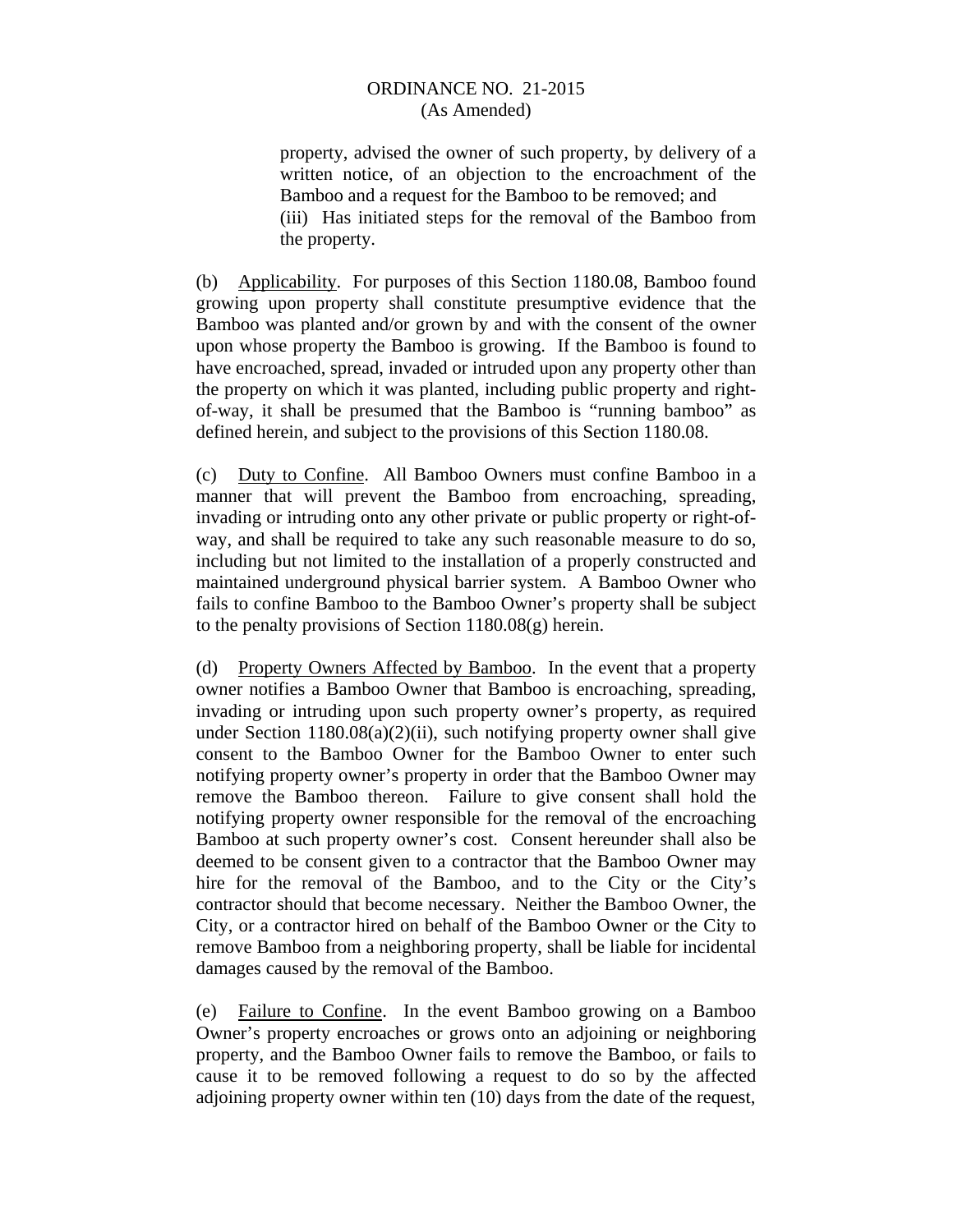property, advised the owner of such property, by delivery of a written notice, of an objection to the encroachment of the Bamboo and a request for the Bamboo to be removed; and

(iii) Has initiated steps for the removal of the Bamboo from the property.

(b) Applicability. For purposes of this Section 1180.08, Bamboo found growing upon property shall constitute presumptive evidence that the Bamboo was planted and/or grown by and with the consent of the owner upon whose property the Bamboo is growing. If the Bamboo is found to have encroached, spread, invaded or intruded upon any property other than the property on which it was planted, including public property and right-of-way, it shall be presumed that the Bamboo is "running bamboo" as defined herein, and subject to the provisions of this Section 1180.08.

(c) Duty to Confine. All Bamboo Owners must confine Bamboo in a manner that will prevent the Bamboo from encroaching, spreading, invading or intruding onto any other private or public property or right-of-way, and shall be required to take any such reasonable measure to do so, including but not limited to the installation of a properly constructed and maintained underground physical barrier system. A Bamboo Owner who fails to confine Bamboo to the Bamboo Owner's property shall be subject to the penalty provisions of Section 1180.08(g) herein.

(d) Property Owners Affected by Bamboo. In the event that a property owner notifies a Bamboo Owner that Bamboo is encroaching, spreading, invading or intruding upon such property owner's property, as required under Section 1180.08(a)(2)(ii), such notifying property owner shall give consent to the Bamboo Owner for the Bamboo Owner to enter such notifying property owner's property in order that the Bamboo Owner may remove the Bamboo thereon. Failure to give consent shall hold the notifying property owner responsible for the removal of the encroaching Bamboo at such property owner's cost. Consent hereunder shall also be deemed to be consent given to a contractor that the Bamboo Owner may hire for the removal of the Bamboo, and to the City or the City's contractor should that become necessary. Neither the Bamboo Owner, the City, or a contractor hired on behalf of the Bamboo Owner or the City to remove Bamboo from a neighboring property, shall be liable for incidental damages caused by the removal of the Bamboo.

(e) Failure to Confine. In the event Bamboo growing on a Bamboo Owner's property encroaches or grows onto an adjoining or neighboring property, and the Bamboo Owner fails to remove the Bamboo, or fails to cause it to be removed following a request to do so by the affected adjoining property owner within ten (10) days from the date of the request,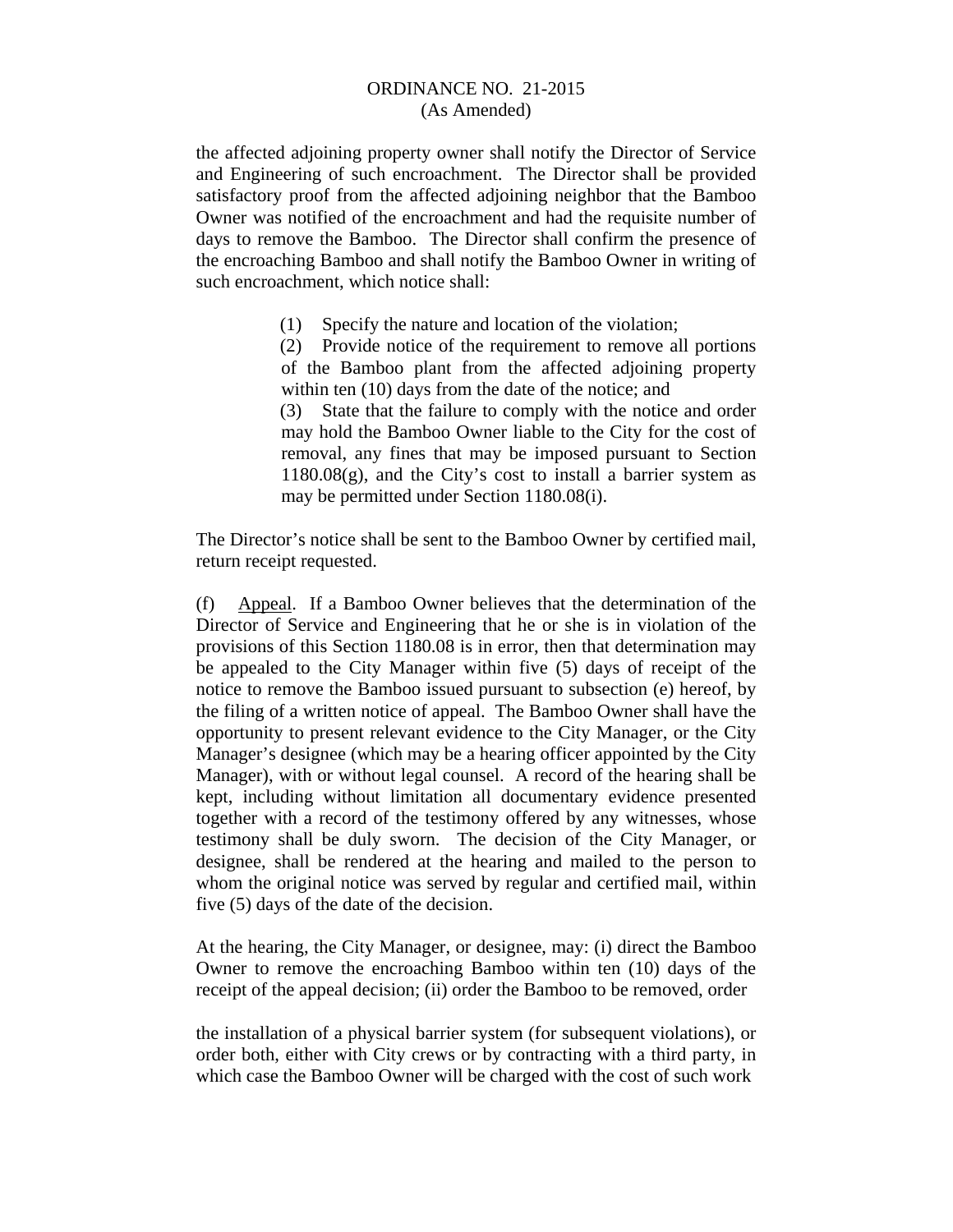the affected adjoining property owner shall notify the Director of Service and Engineering of such encroachment. The Director shall be provided satisfactory proof from the affected adjoining neighbor that the Bamboo Owner was notified of the encroachment and had the requisite number of days to remove the Bamboo. The Director shall confirm the presence of the encroaching Bamboo and shall notify the Bamboo Owner in writing of such encroachment, which notice shall:

> (1) Specify the nature and location of the violation;
>
> (2) Provide notice of the requirement to remove all portions of the Bamboo plant from the affected adjoining property within ten (10) days from the date of the notice; and
>
> (3) State that the failure to comply with the notice and order may hold the Bamboo Owner liable to the City for the cost of removal, any fines that may be imposed pursuant to Section 1180.08(g), and the City's cost to install a barrier system as may be permitted under Section 1180.08(i).

The Director's notice shall be sent to the Bamboo Owner by certified mail, return receipt requested.

(f) Appeal. If a Bamboo Owner believes that the determination of the Director of Service and Engineering that he or she is in violation of the provisions of this Section 1180.08 is in error, then that determination may be appealed to the City Manager within five (5) days of receipt of the notice to remove the Bamboo issued pursuant to subsection (e) hereof, by the filing of a written notice of appeal. The Bamboo Owner shall have the opportunity to present relevant evidence to the City Manager, or the City Manager's designee (which may be a hearing officer appointed by the City Manager), with or without legal counsel. A record of the hearing shall be kept, including without limitation all documentary evidence presented together with a record of the testimony offered by any witnesses, whose testimony shall be duly sworn. The decision of the City Manager, or designee, shall be rendered at the hearing and mailed to the person to whom the original notice was served by regular and certified mail, within five (5) days of the date of the decision.

At the hearing, the City Manager, or designee, may: (i) direct the Bamboo Owner to remove the encroaching Bamboo within ten (10) days of the receipt of the appeal decision; (ii) order the Bamboo to be removed, order the installation of a physical barrier system (for subsequent violations), or order both, either with City crews or by contracting with a third party, in which case the Bamboo Owner will be charged with the cost of such work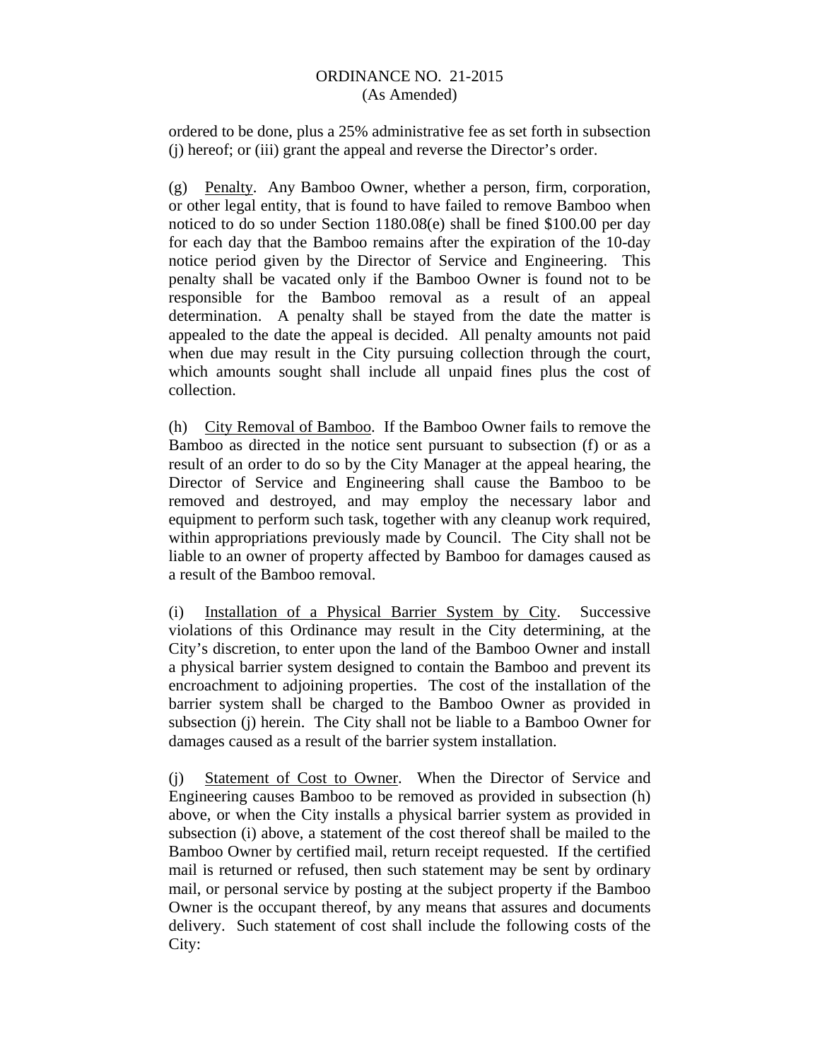ordered to be done, plus a 25% administrative fee as set forth in subsection (j) hereof; or (iii) grant the appeal and reverse the Director's order.

(g) Penalty. Any Bamboo Owner, whether a person, firm, corporation, or other legal entity, that is found to have failed to remove Bamboo when noticed to do so under Section 1180.08(e) shall be fined $100.00 per day for each day that the Bamboo remains after the expiration of the 10-day notice period given by the Director of Service and Engineering. This penalty shall be vacated only if the Bamboo Owner is found not to be responsible for the Bamboo removal as a result of an appeal determination. A penalty shall be stayed from the date the matter is appealed to the date the appeal is decided. All penalty amounts not paid when due may result in the City pursuing collection through the court, which amounts sought shall include all unpaid fines plus the cost of collection.

(h) City Removal of Bamboo. If the Bamboo Owner fails to remove the Bamboo as directed in the notice sent pursuant to subsection (f) or as a result of an order to do so by the City Manager at the appeal hearing, the Director of Service and Engineering shall cause the Bamboo to be removed and destroyed, and may employ the necessary labor and equipment to perform such task, together with any cleanup work required, within appropriations previously made by Council. The City shall not be liable to an owner of property affected by Bamboo for damages caused as a result of the Bamboo removal.

(i) Installation of a Physical Barrier System by City. Successive violations of this Ordinance may result in the City determining, at the City's discretion, to enter upon the land of the Bamboo Owner and install a physical barrier system designed to contain the Bamboo and prevent its encroachment to adjoining properties. The cost of the installation of the barrier system shall be charged to the Bamboo Owner as provided in subsection (j) herein. The City shall not be liable to a Bamboo Owner for damages caused as a result of the barrier system installation.

(j) Statement of Cost to Owner. When the Director of Service and Engineering causes Bamboo to be removed as provided in subsection (h) above, or when the City installs a physical barrier system as provided in subsection (i) above, a statement of the cost thereof shall be mailed to the Bamboo Owner by certified mail, return receipt requested. If the certified mail is returned or refused, then such statement may be sent by ordinary mail, or personal service by posting at the subject property if the Bamboo Owner is the occupant thereof, by any means that assures and documents delivery. Such statement of cost shall include the following costs of the City: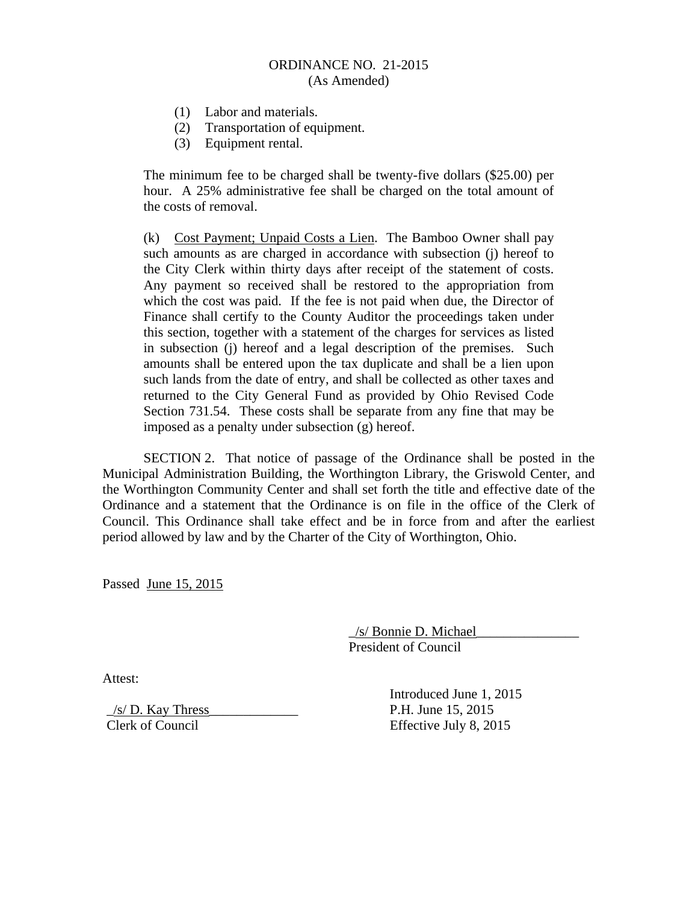ORDINANCE NO. 21-2015
(As Amended)

(1) Labor and materials.
(2) Transportation of equipment.
(3) Equipment rental.

The minimum fee to be charged shall be twenty-five dollars ($25.00) per hour. A 25% administrative fee shall be charged on the total amount of the costs of removal.

(k) Cost Payment; Unpaid Costs a Lien. The Bamboo Owner shall pay such amounts as are charged in accordance with subsection (j) hereof to the City Clerk within thirty days after receipt of the statement of costs. Any payment so received shall be restored to the appropriation from which the cost was paid. If the fee is not paid when due, the Director of Finance shall certify to the County Auditor the proceedings taken under this section, together with a statement of the charges for services as listed in subsection (j) hereof and a legal description of the premises. Such amounts shall be entered upon the tax duplicate and shall be a lien upon such lands from the date of entry, and shall be collected as other taxes and returned to the City General Fund as provided by Ohio Revised Code Section 731.54. These costs shall be separate from any fine that may be imposed as a penalty under subsection (g) hereof.

SECTION 2. That notice of passage of the Ordinance shall be posted in the Municipal Administration Building, the Worthington Library, the Griswold Center, and the Worthington Community Center and shall set forth the title and effective date of the Ordinance and a statement that the Ordinance is on file in the office of the Clerk of Council. This Ordinance shall take effect and be in force from and after the earliest period allowed by law and by the Charter of the City of Worthington, Ohio.

Passed June 15, 2015

/s/ Bonnie D. Michael
President of Council

Attest:

/s/ D. Kay Thress
Clerk of Council

Introduced June 1, 2015
P.H. June 15, 2015
Effective July 8, 2015